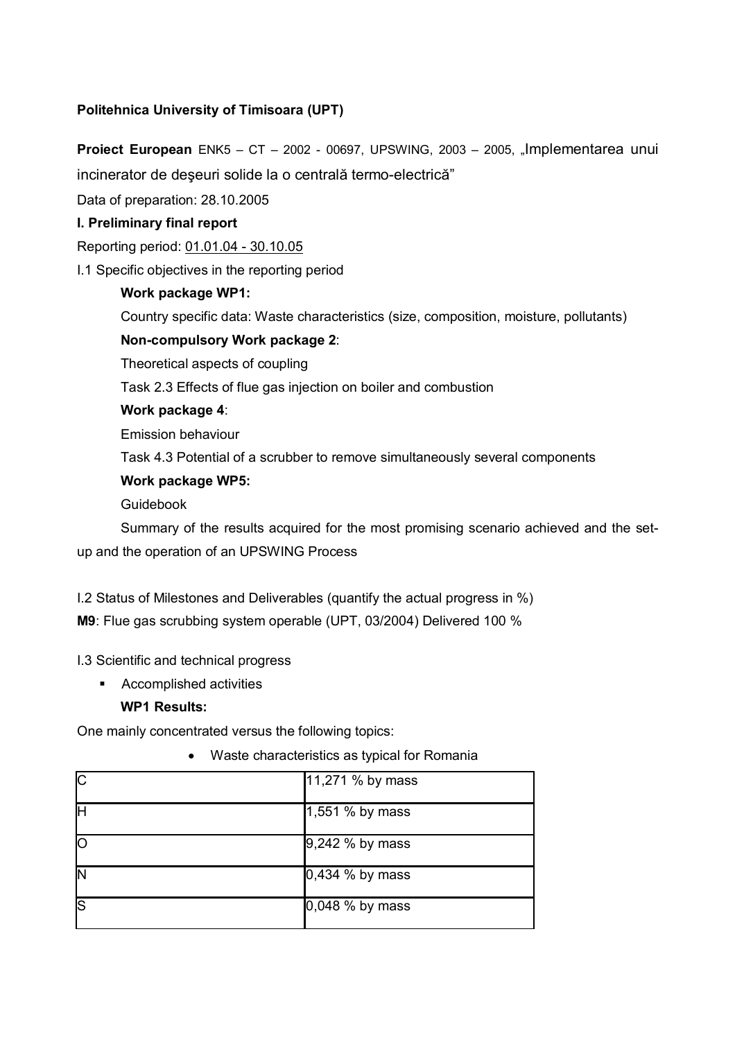**Politehnica University of Timisoara (UPT)**

**Proiect European** ENK5 – CT – 2002 - 00697, UPSWING, 2003 – 2005, „Implementarea unui incinerator de deşeuri solide la o centrală termo-electrică"

Data of preparation: 28.10.2005

**I. Preliminary final report**

Reporting period: 01.01.04 - 30.10.05

I.1 Specific objectives in the reporting period

**Work package WP1:**

Country specific data: Waste characteristics (size, composition, moisture, pollutants)

**Non-compulsory Work package 2**:

Theoretical aspects of coupling

Task 2.3 Effects of flue gas injection on boiler and combustion

**Work package 4**:

Emission behaviour

Task 4.3 Potential of a scrubber to remove simultaneously several components

**Work package WP5:**

Guidebook

Summary of the results acquired for the most promising scenario achieved and the set-up and the operation of an UPSWING Process

I.2 Status of Milestones and Deliverables (quantify the actual progress in %)

**M9**: Flue gas scrubbing system operable (UPT, 03/2004) Delivered 100 %

I.3 Scientific and technical progress

- Accomplished activities

**WP1 Results:**

One mainly concentrated versus the following topics:

- Waste characteristics as typical for Romania

| | |
|---|---|
| C | 11,271 % by mass |
| H | 1,551 % by mass |
| O | 9,242 % by mass |
| N | 0,434 % by mass |
| S | 0,048 % by mass |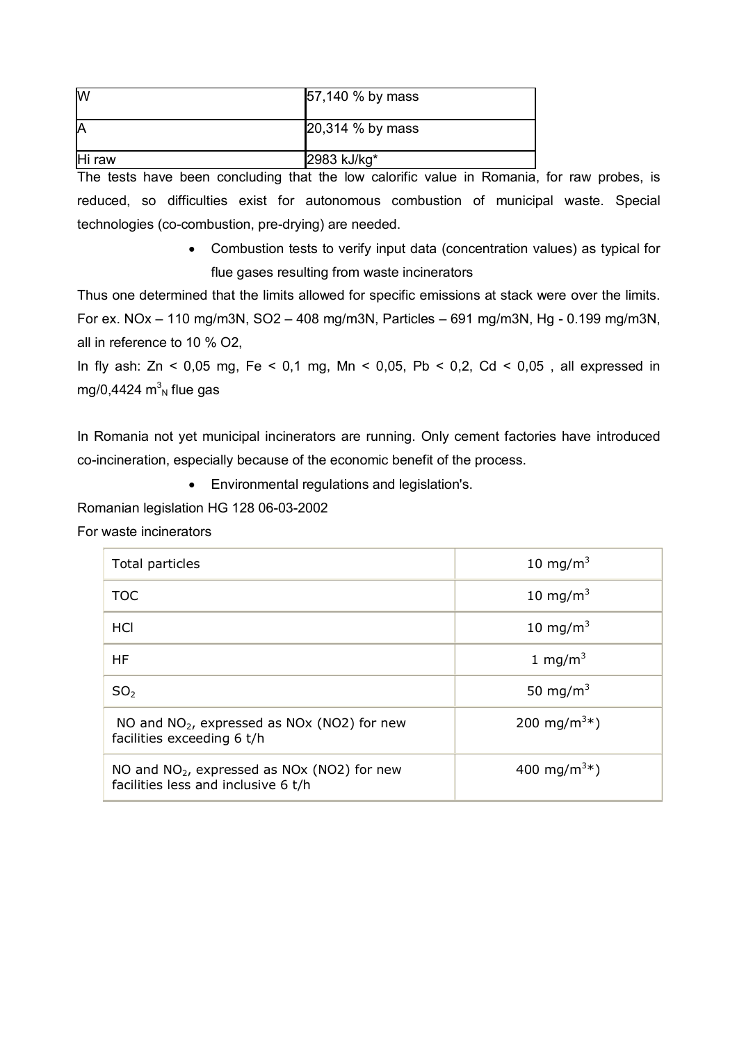| | |
|---|---|
| W | 57,140 % by mass |
| A | 20,314 % by mass |
| Hi raw | 2983 kJ/kg* |

The tests have been concluding that the low calorific value in Romania, for raw probes, is reduced, so difficulties exist for autonomous combustion of municipal waste. Special technologies (co-combustion, pre-drying) are needed.

- Combustion tests to verify input data (concentration values) as typical for flue gases resulting from waste incinerators

Thus one determined that the limits allowed for specific emissions at stack were over the limits. For ex. NOx – 110 mg/m3N, SO2 – 408 mg/m3N, Particles – 691 mg/m3N, Hg - 0.199 mg/m3N, all in reference to 10 % O2,

In fly ash: Zn < 0,05 mg, Fe < 0,1 mg, Mn < 0,05, Pb < 0,2, Cd < 0,05 , all expressed in mg/0,4424 $m^3_N$ flue gas

In Romania not yet municipal incinerators are running. Only cement factories have introduced co-incineration, especially because of the economic benefit of the process.

- Environmental regulations and legislation's.

Romanian legislation HG 128 06-03-2002

For waste incinerators

| | |
|---|---|
| Total particles | 10 $mg/m^3$ |
| TOC | 10 $mg/m^3$ |
| HCl | 10 $mg/m^3$ |
| HF | 1 $mg/m^3$ |
| $SO_2$ | 50 $mg/m^3$ |
| NO and $NO_2$, expressed as NOx (NO2) for new facilities exceeding 6 t/h | 200 $mg/m^3$*) |
| NO and $NO_2$, expressed as NOx (NO2) for new facilities less and inclusive 6 t/h | 400 $mg/m^3$*) |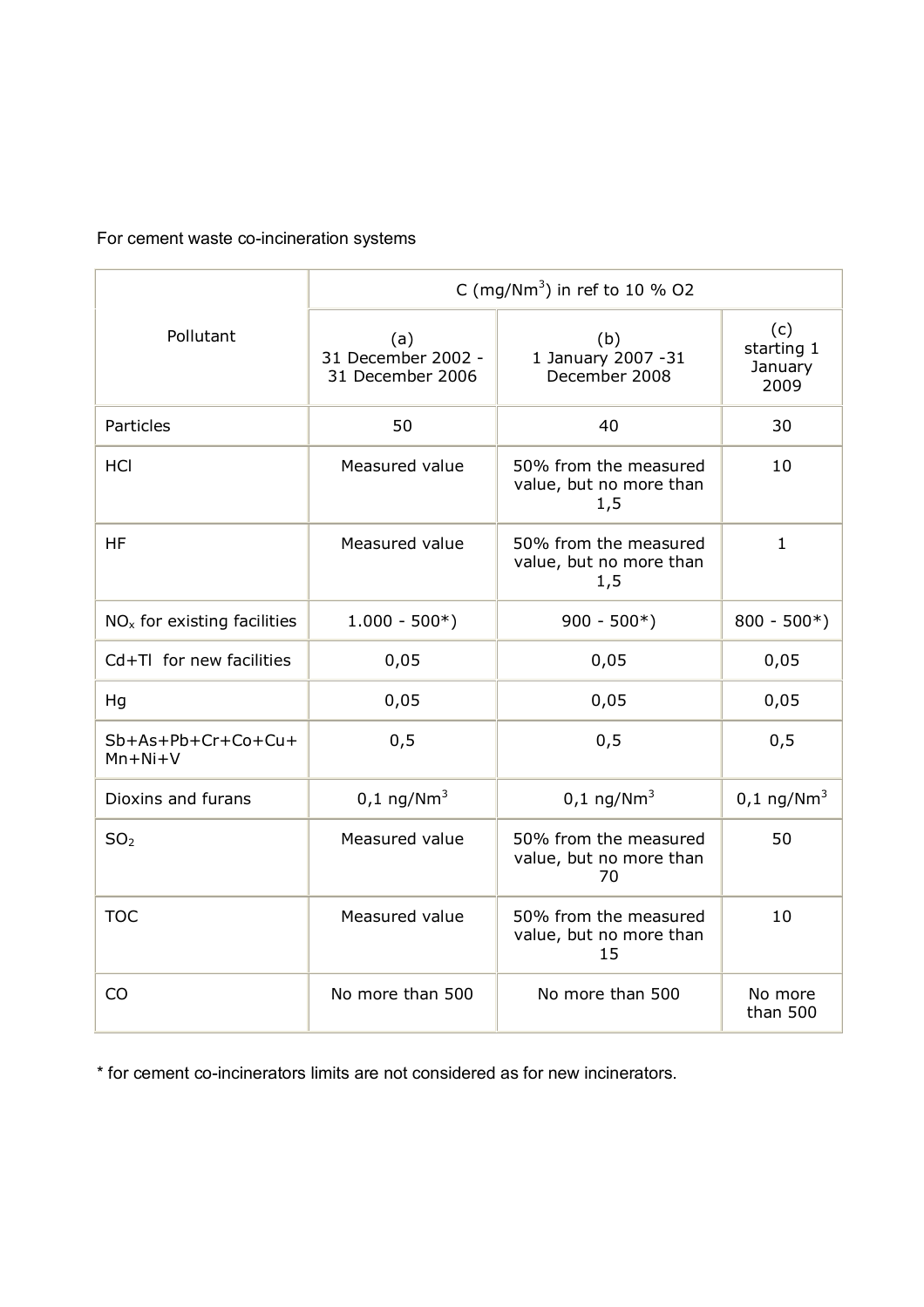For cement waste co-incineration systems

| Pollutant | C (mg/Nm$^3$) in ref to 10 % O2 | | |
|---|---|---|---|
| | (a) 31 December 2002 - 31 December 2006 | (b) 1 January 2007 -31 December 2008 | (c) starting 1 January 2009 |
| Particles | 50 | 40 | 30 |
| HCl | Measured value | 50% from the measured value, but no more than 1,5 | 10 |
| HF | Measured value | 50% from the measured value, but no more than 1,5 | 1 |
| $NO_x$ for existing facilities | 1.000 - 500*) | 900 - 500*) | 800 - 500*) |
| Cd+Tl for new facilities | 0,05 | 0,05 | 0,05 |
| Hg | 0,05 | 0,05 | 0,05 |
| Sb+As+Pb+Cr+Co+Cu+Mn+Ni+V | 0,5 | 0,5 | 0,5 |
| Dioxins and furans | 0,1 ng/Nm$^3$ | 0,1 ng/Nm$^3$ | 0,1 ng/Nm$^3$ |
| $SO_2$ | Measured value | 50% from the measured value, but no more than 70 | 50 |
| TOC | Measured value | 50% from the measured value, but no more than 15 | 10 |
| CO | No more than 500 | No more than 500 | No more than 500 |

* for cement co-incinerators limits are not considered as for new incinerators.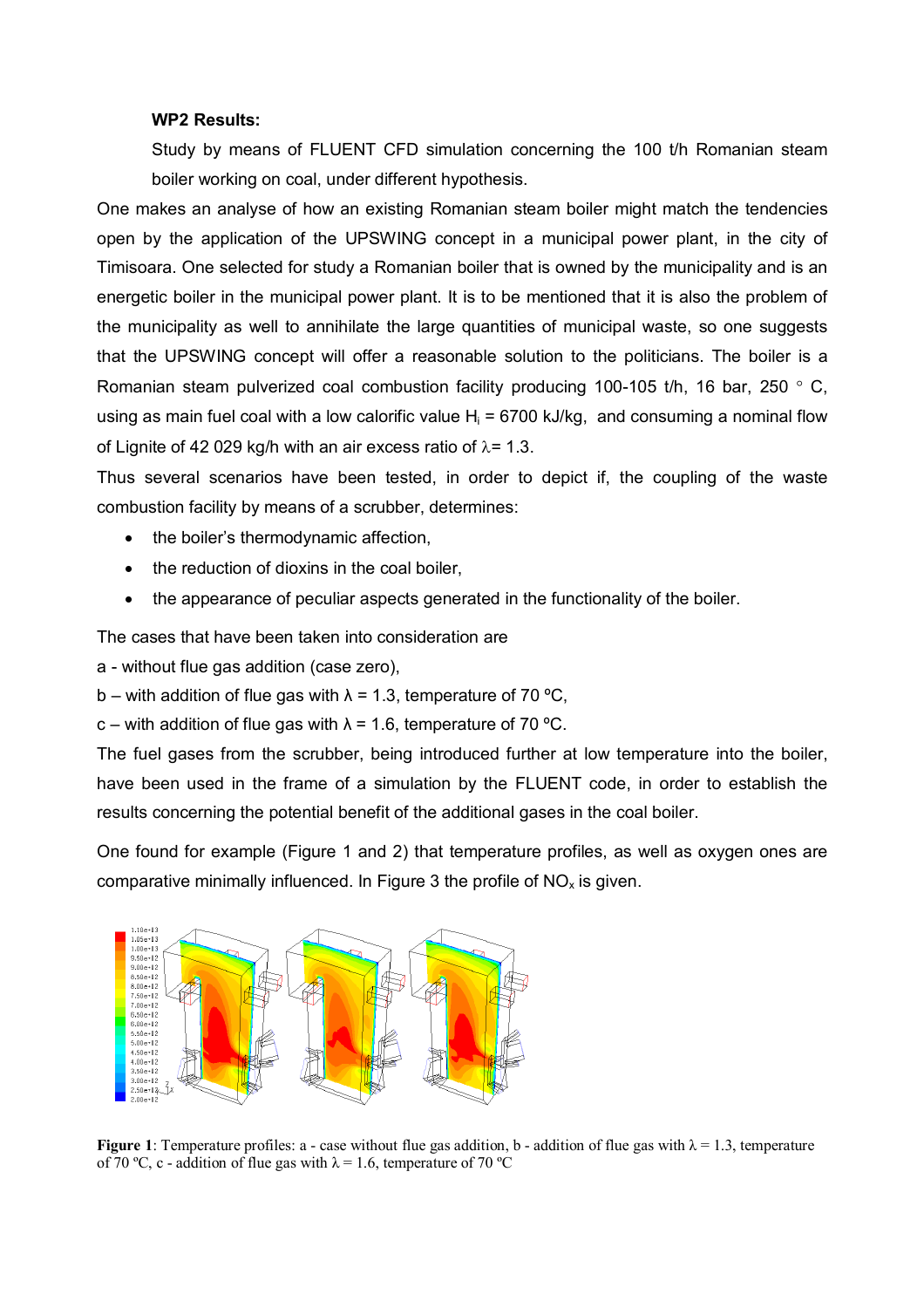**WP2 Results:**

Study by means of FLUENT CFD simulation concerning the 100 t/h Romanian steam boiler working on coal, under different hypothesis.

One makes an analyse of how an existing Romanian steam boiler might match the tendencies open by the application of the UPSWING concept in a municipal power plant, in the city of Timisoara. One selected for study a Romanian boiler that is owned by the municipality and is an energetic boiler in the municipal power plant. It is to be mentioned that it is also the problem of the municipality as well to annihilate the large quantities of municipal waste, so one suggests that the UPSWING concept will offer a reasonable solution to the politicians. The boiler is a Romanian steam pulverized coal combustion facility producing 100-105 t/h, 16 bar, 250 ° C, using as main fuel coal with a low calorific value $H_i$ = 6700 kJ/kg, and consuming a nominal flow of Lignite of 42 029 kg/h with an air excess ratio of $\lambda$= 1.3.

Thus several scenarios have been tested, in order to depict if, the coupling of the waste combustion facility by means of a scrubber, determines:

- the boiler's thermodynamic affection,
- the reduction of dioxins in the coal boiler,
- the appearance of peculiar aspects generated in the functionality of the boiler.

The cases that have been taken into consideration are

a - without flue gas addition (case zero),

b – with addition of flue gas with $\lambda$ = 1.3, temperature of 70 ºC,

c – with addition of flue gas with $\lambda$ = 1.6, temperature of 70 ºC.

The fuel gases from the scrubber, being introduced further at low temperature into the boiler, have been used in the frame of a simulation by the FLUENT code, in order to establish the results concerning the potential benefit of the additional gases in the coal boiler.

One found for example (Figure 1 and 2) that temperature profiles, as well as oxygen ones are comparative minimally influenced. In Figure 3 the profile of $NO_x$ is given.

1.10e+13
1.05e+13
1.00e+13
9.50e+12
9.00e+12
8.50e+12
8.00e+12
7.50e+12
7.00e+12
6.50e+12
6.00e+12
5.50e+12
5.00e+12
4.50e+12
4.00e+12
3.50e+12
3.00e+12
2.50e+12
2.00e+12

**Figure 1**: Temperature profiles: a - case without flue gas addition, b - addition of flue gas with $\lambda$ = 1.3, temperature of 70 ºC, c - addition of flue gas with $\lambda$ = 1.6, temperature of 70 ºC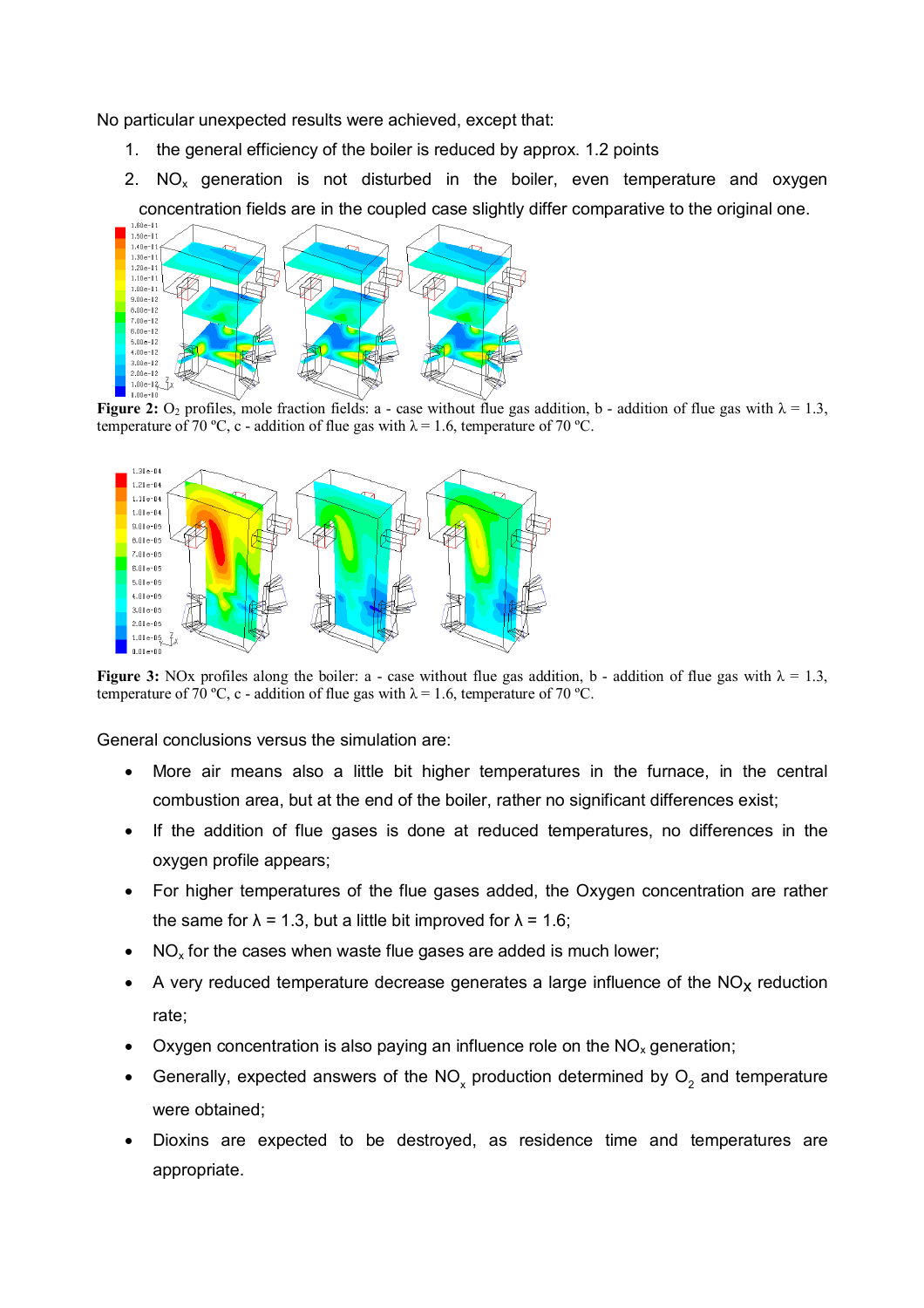No particular unexpected results were achieved, except that:

1. the general efficiency of the boiler is reduced by approx. 1.2 points
2. $NO_x$ generation is not disturbed in the boiler, even temperature and oxygen concentration fields are in the coupled case slightly differ comparative to the original one.

1.60e-11
1.50e-11
1.40e-11
1.30e-11
1.20e-11
1.10e-11
1.00e-11
9.00e-12
8.00e-12
7.00e-12
6.00e-12
5.00e-12
4.00e-12
3.00e-12
2.00e-12
1.00e-12
1.00e-10

**Figure 2:** $O_2$ profiles, mole fraction fields: a - case without flue gas addition, b - addition of flue gas with $\lambda$ = 1.3, temperature of 70 ºC, c - addition of flue gas with $\lambda$ = 1.6, temperature of 70 ºC.

1.30e-04
1.20e-04
1.10e-04
1.00e-04
9.00e-05
8.00e-05
7.00e-05
6.00e-05
5.00e-05
4.00e-05
3.00e-05
2.00e-05
1.00e-05
0.00e+00

**Figure 3:** NOx profiles along the boiler: a - case without flue gas addition, b - addition of flue gas with $\lambda$ = 1.3, temperature of 70 ºC, c - addition of flue gas with $\lambda$ = 1.6, temperature of 70 ºC.

General conclusions versus the simulation are:

- More air means also a little bit higher temperatures in the furnace, in the central combustion area, but at the end of the boiler, rather no significant differences exist;
- If the addition of flue gases is done at reduced temperatures, no differences in the oxygen profile appears;
- For higher temperatures of the flue gases added, the Oxygen concentration are rather the same for $\lambda$ = 1.3, but a little bit improved for $\lambda$ = 1.6;
- $NO_x$ for the cases when waste flue gases are added is much lower;
- A very reduced temperature decrease generates a large influence of the $NO_X$ reduction rate;
- Oxygen concentration is also paying an influence role on the $NO_x$ generation;
- Generally, expected answers of the $NO_x$ production determined by $O_2$ and temperature were obtained;
- Dioxins are expected to be destroyed, as residence time and temperatures are appropriate.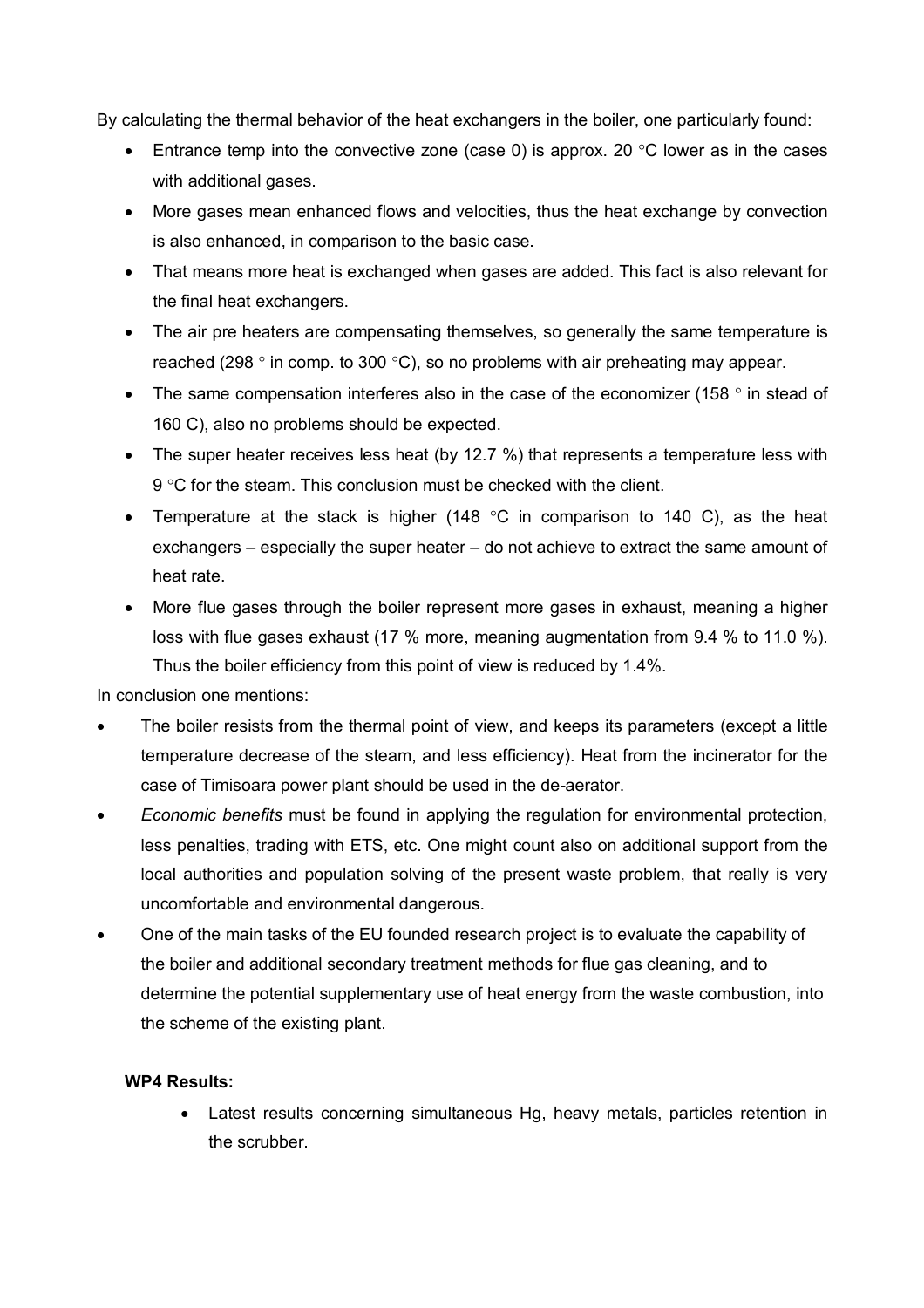By calculating the thermal behavior of the heat exchangers in the boiler, one particularly found:

- Entrance temp into the convective zone (case 0) is approx. 20 °C lower as in the cases with additional gases.
- More gases mean enhanced flows and velocities, thus the heat exchange by convection is also enhanced, in comparison to the basic case.
- That means more heat is exchanged when gases are added. This fact is also relevant for the final heat exchangers.
- The air pre heaters are compensating themselves, so generally the same temperature is reached (298 ° in comp. to 300 °C), so no problems with air preheating may appear.
- The same compensation interferes also in the case of the economizer (158 ° in stead of 160 C), also no problems should be expected.
- The super heater receives less heat (by 12.7 %) that represents a temperature less with 9 °C for the steam. This conclusion must be checked with the client.
- Temperature at the stack is higher (148 °C in comparison to 140 C), as the heat exchangers – especially the super heater – do not achieve to extract the same amount of heat rate.
- More flue gases through the boiler represent more gases in exhaust, meaning a higher loss with flue gases exhaust (17 % more, meaning augmentation from 9.4 % to 11.0 %). Thus the boiler efficiency from this point of view is reduced by 1.4%.

In conclusion one mentions:

- The boiler resists from the thermal point of view, and keeps its parameters (except a little temperature decrease of the steam, and less efficiency). Heat from the incinerator for the case of Timisoara power plant should be used in the de-aerator.
- *Economic benefits* must be found in applying the regulation for environmental protection, less penalties, trading with ETS, etc. One might count also on additional support from the local authorities and population solving of the present waste problem, that really is very uncomfortable and environmental dangerous.
- One of the main tasks of the EU founded research project is to evaluate the capability of the boiler and additional secondary treatment methods for flue gas cleaning, and to determine the potential supplementary use of heat energy from the waste combustion, into the scheme of the existing plant.

**WP4 Results:**

- Latest results concerning simultaneous Hg, heavy metals, particles retention in the scrubber.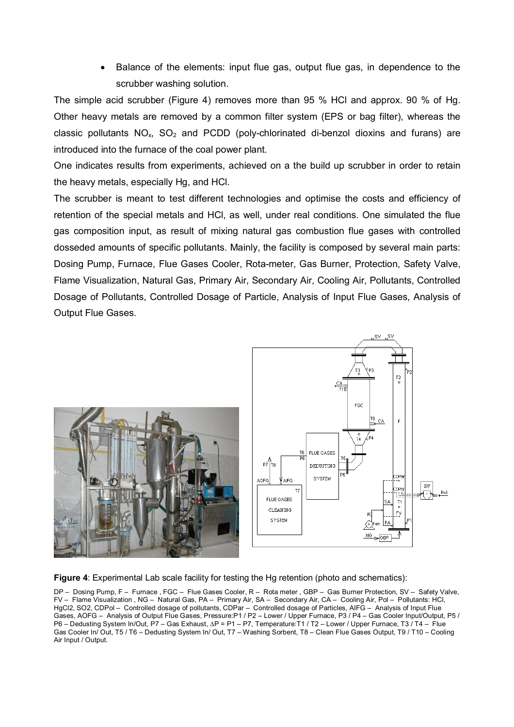- Balance of the elements: input flue gas, output flue gas, in dependence to the scrubber washing solution.

The simple acid scrubber (Figure 4) removes more than 95 % HCl and approx. 90 % of Hg. Other heavy metals are removed by a common filter system (EPS or bag filter), whereas the classic pollutants $NO_x$, $SO_2$ and PCDD (poly-chlorinated di-benzol dioxins and furans) are introduced into the furnace of the coal power plant.

One indicates results from experiments, achieved on a the build up scrubber in order to retain the heavy metals, especially Hg, and HCl.

The scrubber is meant to test different technologies and optimise the costs and efficiency of retention of the special metals and HCl, as well, under real conditions. One simulated the flue gas composition input, as result of mixing natural gas combustion flue gases with controlled dossed amounts of specific pollutants. Mainly, the facility is composed by several main parts: Dosing Pump, Furnace, Flue Gases Cooler, Rota-meter, Gas Burner, Protection, Safety Valve, Flame Visualization, Natural Gas, Primary Air, Secondary Air, Cooling Air, Pollutants, Controlled Dosage of Pollutants, Controlled Dosage of Particle, Analysis of Input Flue Gases, Analysis of Output Flue Gases.

**Figure 4**: Experimental Lab scale facility for testing the Hg retention (photo and schematics):

DP – Dosing Pump, F – Furnace , FGC – Flue Gases Cooler, R – Rota meter , GBP – Gas Burner Protection, SV – Safety Valve, FV – Flame Visualization , NG – Natural Gas, PA – Primary Air, SA – Secondary Air, CA – Cooling Air, Pol – Pollutants: HCl, HgCl2, SO2, CDPol – Controlled dosage of pollutants, CDPar – Controlled dosage of Particles, AIFG – Analysis of Input Flue Gases, AOFG – Analysis of Output Flue Gases, Pressure:P1 / P2 – Lower / Upper Furnace, P3 / P4 – Gas Cooler Input/Output, P5 / P6 – Dedusting System In/Out, P7 – Gas Exhaust, $\Delta P$ = P1 – P7, Temperature:T1 / T2 – Lower / Upper Furnace, T3 / T4 – Flue Gas Cooler In/ Out, T5 / T6 – Dedusting System In/ Out, T7 – Washing Sorbent, T8 – Clean Flue Gases Output, T9 / T10 – Cooling Air Input / Output.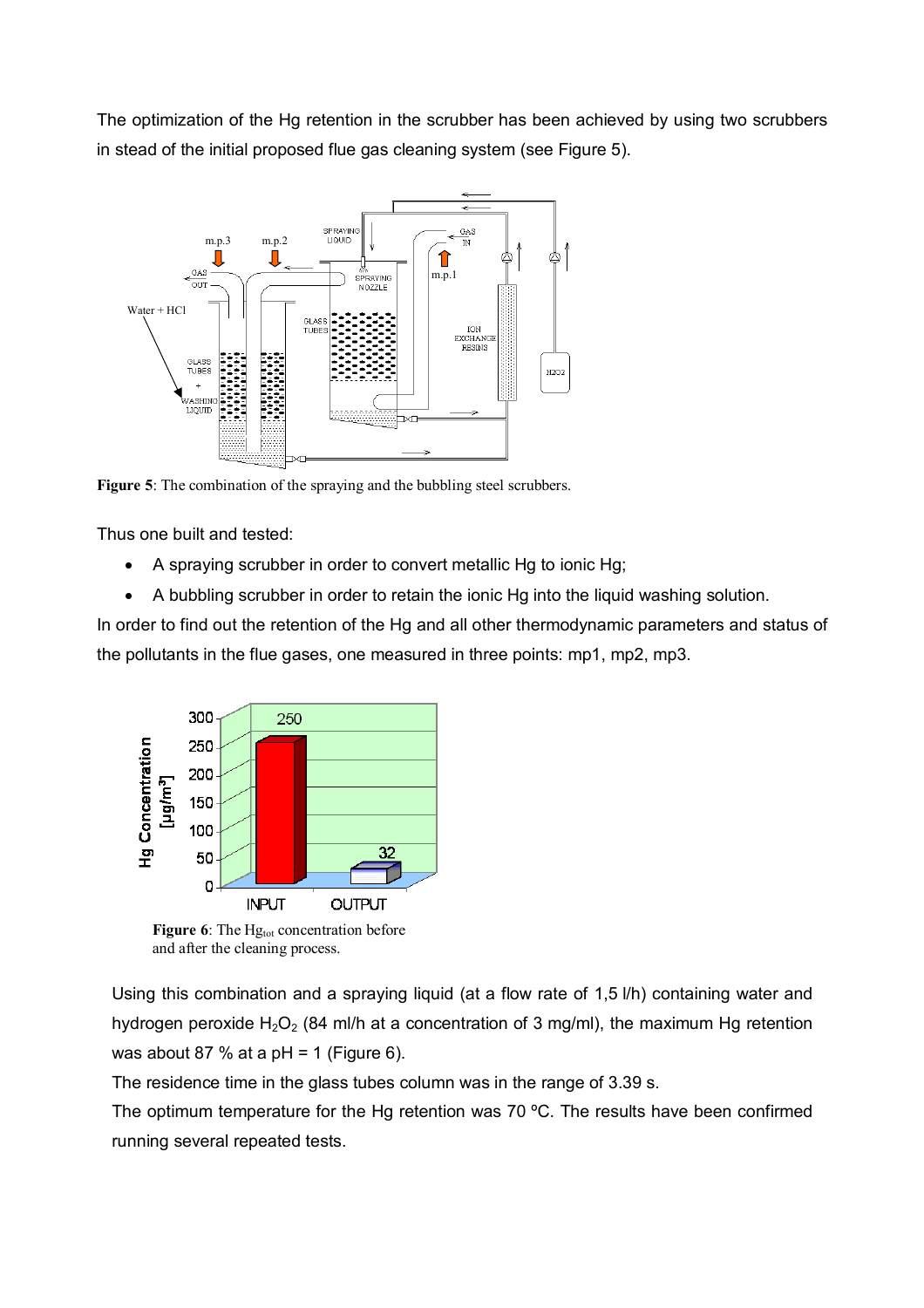The optimization of the Hg retention in the scrubber has been achieved by using two scrubbers in stead of the initial proposed flue gas cleaning system (see Figure 5).

SPRAYING LIQUID

GAS IN

m.p.3

m.p.2

m.p.1

GAS OUT

SPRAYING NOZZLE

Water + HCl

GLASS TUBES

ION EXCHANGE RESINS

GLASS TUBES + WASHING LIQUID

H2O2

**Figure 5**: The combination of the spraying and the bubbling steel scrubbers.

Thus one built and tested:

- A spraying scrubber in order to convert metallic Hg to ionic Hg;
- A bubbling scrubber in order to retain the ionic Hg into the liquid washing solution.

In order to find out the retention of the Hg and all other thermodynamic parameters and status of the pollutants in the flue gases, one measured in three points: mp1, mp2, mp3.

Hg Concentration [µg/m³]

300

250

200

150

100

50

0

250

32

INPUT

OUTPUT

**Figure 6**: The $Hg_{tot}$ concentration before and after the cleaning process.

Using this combination and a spraying liquid (at a flow rate of 1,5 l/h) containing water and hydrogen peroxide $H_2O_2$ (84 ml/h at a concentration of 3 mg/ml), the maximum Hg retention was about 87 % at a pH = 1 (Figure 6).

The residence time in the glass tubes column was in the range of 3.39 s.

The optimum temperature for the Hg retention was 70 ºC. The results have been confirmed running several repeated tests.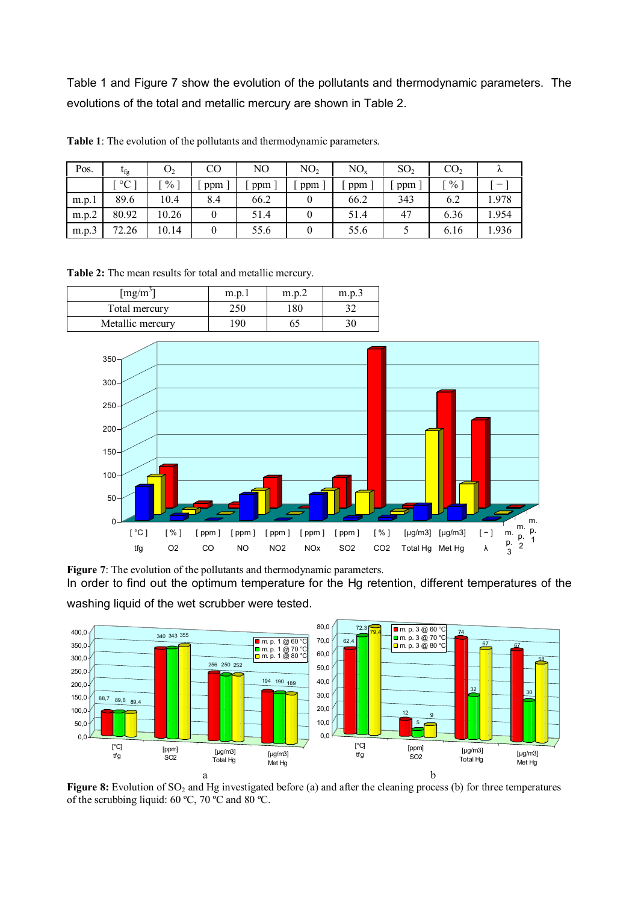Table 1 and Figure 7 show the evolution of the pollutants and thermodynamic parameters. The evolutions of the total and metallic mercury are shown in Table 2.

**Table 1**: The evolution of the pollutants and thermodynamic parameters.

| Pos. | $t_{fg}$ | $O_2$ | CO | NO | $NO_2$ | $NO_x$ | $SO_2$ | $CO_2$ | λ |
|---|---|---|---|---|---|---|---|---|---|
| | [ °C ] | [ % ] | [ ppm ] | [ ppm ] | [ ppm ] | [ ppm ] | [ ppm ] | [ % ] | [ − ] |
| m.p.1 | 89.6 | 10.4 | 8.4 | 66.2 | 0 | 66.2 | 343 | 6.2 | 1.978 |
| m.p.2 | 80.92 | 10.26 | 0 | 51.4 | 0 | 51.4 | 47 | 6.36 | 1.954 |
| m.p.3 | 72.26 | 10.14 | 0 | 55.6 | 0 | 55.6 | 5 | 6.16 | 1.936 |

**Table 2:** The mean results for total and metallic mercury.

| [mg/m$^3$] | m.p.1 | m.p.2 | m.p.3 |
|---|---|---|---|
| Total mercury | 250 | 180 | 32 |
| Metallic mercury | 190 | 65 | 30 |

350
300
250
200
150
100
50
0
[ °C ] [ % ] [ ppm ] [ ppm ] [ ppm ] [ ppm ] [ ppm ] [ % ] [µg/m3] [µg/m3] [ − ]
tfg O2 CO NO NO2 NOx SO2 CO2 Total Hg Met Hg λ
m. p. 3
m. p. 2
m. p. 1

**Figure 7**: The evolution of the pollutants and thermodynamic parameters.

In order to find out the optimum temperature for the Hg retention, different temperatures of the washing liquid of the wet scrubber were tested.

a:
400,0
350,0
300,0
250,0
200,0
150,0
100,0
50,0
0,0
m. p. 1 @ 60 °C
m. p. 1 @ 70 °C
m. p. 1 @ 80 °C
88,7 89,6 89,4
340 343 355
256 250 252
194 190 189
[°C] tfg
[ppm] SO2
[µg/m3] Total Hg
[µg/m3] Met Hg

b:
80,0
70,0
60,0
50,0
40,0
30,0
20,0
10,0
0,0
m. p. 3 @ 60 °C
m. p. 3 @ 70 °C
m. p. 3 @ 80 °C
62,4 72,3 79,4
12 5 9
74 32 67
67 30 58
[°C] tfg
[ppm] SO2
[µg/m3] Total Hg
[µg/m3] Met Hg

**Figure 8:** Evolution of $SO_2$ and Hg investigated before (a) and after the cleaning process (b) for three temperatures of the scrubbing liquid: 60 ºC, 70 ºC and 80 ºC.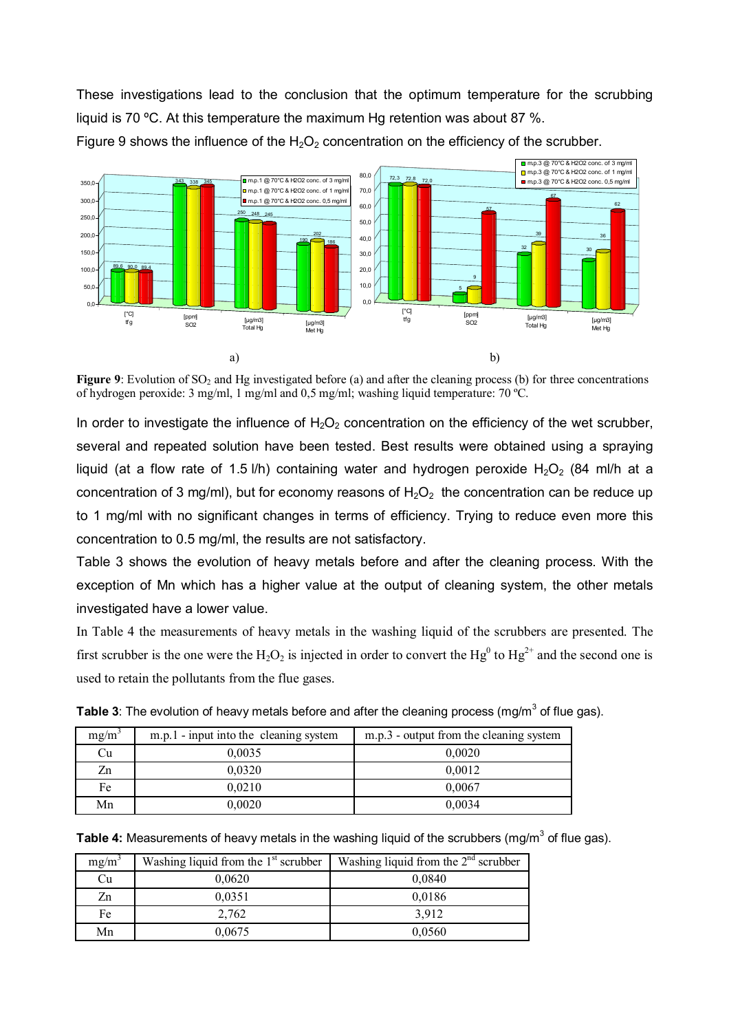These investigations lead to the conclusion that the optimum temperature for the scrubbing liquid is 70 ºC. At this temperature the maximum Hg retention was about 87 %.

Figure 9 shows the influence of the $H_2O_2$ concentration on the efficiency of the scrubber.

m.p.1 @ 70°C & H2O2 conc. of 3 mg/ml
m.p.1 @ 70°C & H2O2 conc. of 1 mg/ml
m.p.1 @ 70°C & H2O2 conc. 0,5 mg/ml

0,0 50,0 100,0 150,0 200,0 250,0 300,0 350,0

89,6 90,0 89,4 | 343 338 345 | 250 248 245 | 190 202 186

[°C] tfg | [ppm] SO2 | [μg/m3] Total Hg | [μg/m3] Met Hg

a)

m.p.3 @ 70°C & H2O2 conc. of 3 mg/ml
m.p.3 @ 70°C & H2O2 conc. of 1 mg/ml
m.p.3 @ 70°C & H2O2 conc. 0,5 mg/ml

0,0 10,0 20,0 30,0 40,0 50,0 60,0 70,0 80,0

72,3 72,8 72,0 | 5 9 57 | 32 39 67 | 30 36 62

[°C] tfg | [ppm] SO2 | [μg/m3] Total Hg | [μg/m3] Met Hg

b)

**Figure 9**: Evolution of $SO_2$ and Hg investigated before (a) and after the cleaning process (b) for three concentrations of hydrogen peroxide: 3 mg/ml, 1 mg/ml and 0,5 mg/ml; washing liquid temperature: 70 ºC.

In order to investigate the influence of $H_2O_2$ concentration on the efficiency of the wet scrubber, several and repeated solution have been tested. Best results were obtained using a spraying liquid (at a flow rate of 1.5 l/h) containing water and hydrogen peroxide $H_2O_2$ (84 ml/h at a concentration of 3 mg/ml), but for economy reasons of $H_2O_2$ the concentration can be reduce up to 1 mg/ml with no significant changes in terms of efficiency. Trying to reduce even more this concentration to 0.5 mg/ml, the results are not satisfactory.

Table 3 shows the evolution of heavy metals before and after the cleaning process. With the exception of Mn which has a higher value at the output of cleaning system, the other metals investigated have a lower value.

In Table 4 the measurements of heavy metals in the washing liquid of the scrubbers are presented. The first scrubber is the one were the $H_2O_2$ is injected in order to convert the $Hg^0$ to $Hg^{2+}$ and the second one is used to retain the pollutants from the flue gases.

**Table 3**: The evolution of heavy metals before and after the cleaning process (mg/m$^3$ of flue gas).

| mg/m$^3$ | m.p.1 - input into the cleaning system | m.p.3 - output from the cleaning system |
|---|---|---|
| Cu | 0,0035 | 0,0020 |
| Zn | 0,0320 | 0,0012 |
| Fe | 0,0210 | 0,0067 |
| Mn | 0,0020 | 0,0034 |

**Table 4:** Measurements of heavy metals in the washing liquid of the scrubbers (mg/m$^3$ of flue gas).

| mg/m$^3$ | Washing liquid from the 1$^{st}$ scrubber | Washing liquid from the 2$^{nd}$ scrubber |
|---|---|---|
| Cu | 0,0620 | 0,0840 |
| Zn | 0,0351 | 0,0186 |
| Fe | 2,762 | 3,912 |
| Mn | 0,0675 | 0,0560 |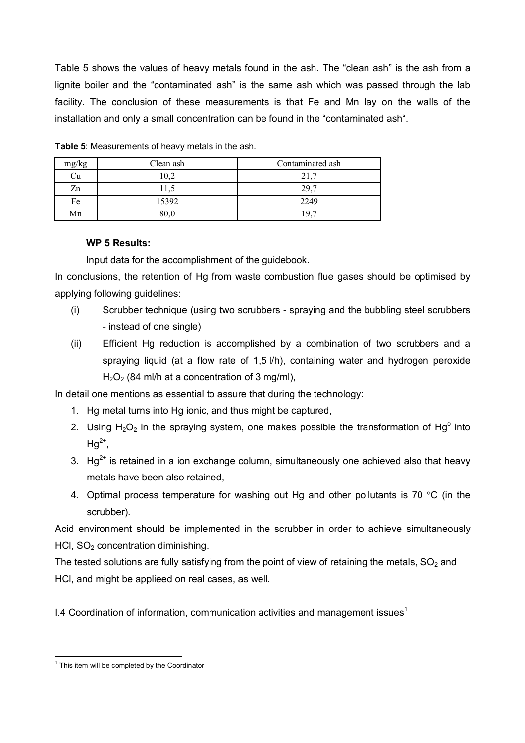Table 5 shows the values of heavy metals found in the ash. The "clean ash" is the ash from a lignite boiler and the "contaminated ash" is the same ash which was passed through the lab facility. The conclusion of these measurements is that Fe and Mn lay on the walls of the installation and only a small concentration can be found in the "contaminated ash".

**Table 5**: Measurements of heavy metals in the ash.

| mg/kg | Clean ash | Contaminated ash |
|---|---|---|
| Cu | 10,2 | 21,7 |
| Zn | 11,5 | 29,7 |
| Fe | 15392 | 2249 |
| Mn | 80,0 | 19,7 |

**WP 5 Results:**

Input data for the accomplishment of the guidebook.

In conclusions, the retention of Hg from waste combustion flue gases should be optimised by applying following guidelines:

(i) Scrubber technique (using two scrubbers - spraying and the bubbling steel scrubbers - instead of one single)

(ii) Efficient Hg reduction is accomplished by a combination of two scrubbers and a spraying liquid (at a flow rate of 1,5 l/h), containing water and hydrogen peroxide $H_2O_2$ (84 ml/h at a concentration of 3 mg/ml),

In detail one mentions as essential to assure that during the technology:

1. Hg metal turns into Hg ionic, and thus might be captured,
2. Using $H_2O_2$ in the spraying system, one makes possible the transformation of $Hg^0$ into $Hg^{2+}$,
3. $Hg^{2+}$ is retained in a ion exchange column, simultaneously one achieved also that heavy metals have been also retained,
4. Optimal process temperature for washing out Hg and other pollutants is 70 °C (in the scrubber).

Acid environment should be implemented in the scrubber in order to achieve simultaneously HCl, $SO_2$ concentration diminishing.

The tested solutions are fully satisfying from the point of view of retaining the metals, $SO_2$ and HCl, and might be applieed on real cases, as well.

I.4 Coordination of information, communication activities and management issues[1]

[1] This item will be completed by the Coordinator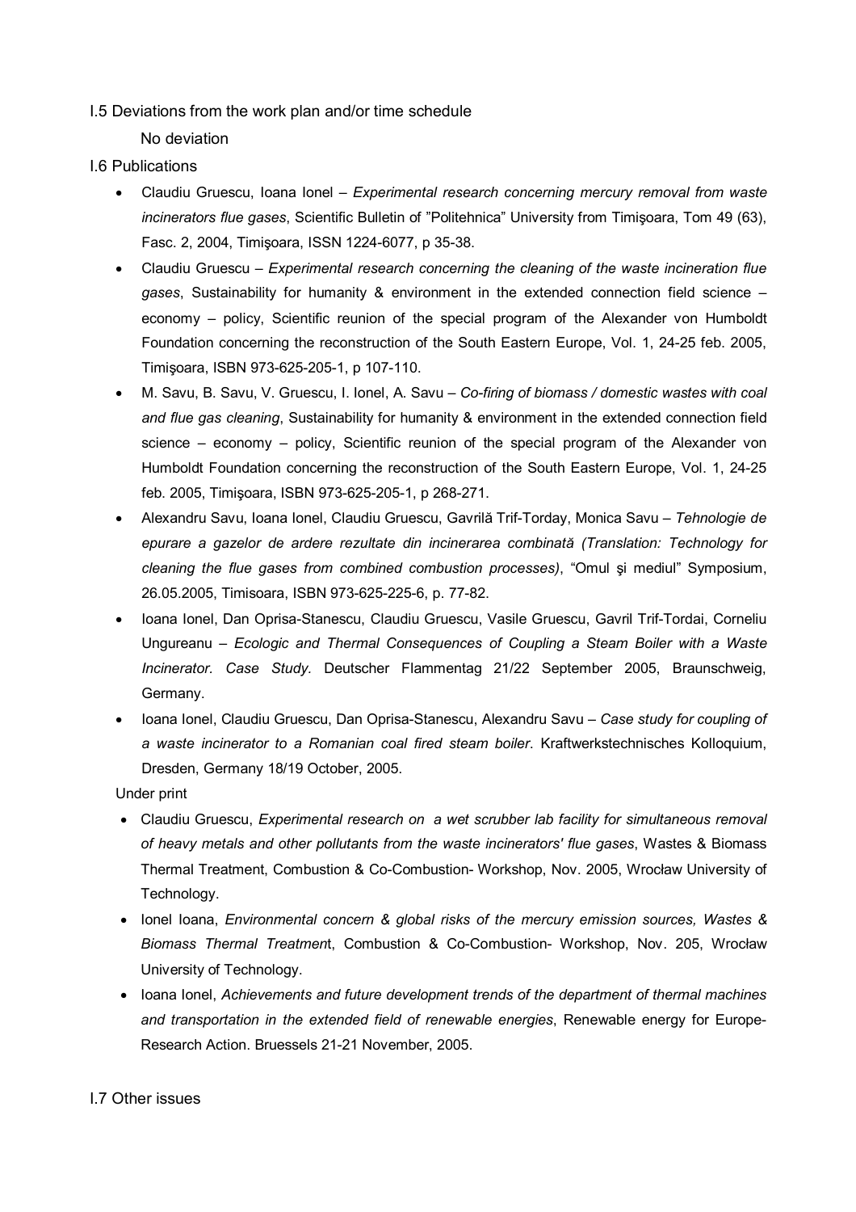I.5 Deviations from the work plan and/or time schedule

No deviation

I.6 Publications

- Claudiu Gruescu, Ioana Ionel – *Experimental research concerning mercury removal from waste incinerators flue gases*, Scientific Bulletin of "Politehnica" University from Timişoara, Tom 49 (63), Fasc. 2, 2004, Timişoara, ISSN 1224-6077, p 35-38.
- Claudiu Gruescu – *Experimental research concerning the cleaning of the waste incineration flue gases*, Sustainability for humanity & environment in the extended connection field science – economy – policy, Scientific reunion of the special program of the Alexander von Humboldt Foundation concerning the reconstruction of the South Eastern Europe, Vol. 1, 24-25 feb. 2005, Timişoara, ISBN 973-625-205-1, p 107-110.
- M. Savu, B. Savu, V. Gruescu, I. Ionel, A. Savu – *Co-firing of biomass / domestic wastes with coal and flue gas cleaning*, Sustainability for humanity & environment in the extended connection field science – economy – policy, Scientific reunion of the special program of the Alexander von Humboldt Foundation concerning the reconstruction of the South Eastern Europe, Vol. 1, 24-25 feb. 2005, Timişoara, ISBN 973-625-205-1, p 268-271.
- Alexandru Savu, Ioana Ionel, Claudiu Gruescu, Gavrilă Trif-Torday, Monica Savu – *Tehnologie de epurare a gazelor de ardere rezultate din incinerarea combinată (Translation: Technology for cleaning the flue gases from combined combustion processes)*, "Omul şi mediul" Symposium, 26.05.2005, Timisoara, ISBN 973-625-225-6, p. 77-82.
- Ioana Ionel, Dan Oprisa-Stanescu, Claudiu Gruescu, Vasile Gruescu, Gavril Trif-Tordai, Corneliu Ungureanu – *Ecologic and Thermal Consequences of Coupling a Steam Boiler with a Waste Incinerator. Case Study.* Deutscher Flammentag 21/22 September 2005, Braunschweig, Germany.
- Ioana Ionel, Claudiu Gruescu, Dan Oprisa-Stanescu, Alexandru Savu – *Case study for coupling of a waste incinerator to a Romanian coal fired steam boiler*. Kraftwerkstechnisches Kolloquium, Dresden, Germany 18/19 October, 2005.

Under print

- Claudiu Gruescu, *Experimental research on a wet scrubber lab facility for simultaneous removal of heavy metals and other pollutants from the waste incinerators' flue gases*, Wastes & Biomass Thermal Treatment, Combustion & Co-Combustion- Workshop, Nov. 2005, Wrocław University of Technology.
- Ionel Ioana, *Environmental concern & global risks of the mercury emission sources, Wastes & Biomass Thermal Treatmen*t, Combustion & Co-Combustion- Workshop, Nov. 205, Wrocław University of Technology.
- Ioana Ionel, *Achievements and future development trends of the department of thermal machines and transportation in the extended field of renewable energies*, Renewable energy for Europe-Research Action. Bruessels 21-21 November, 2005.

I.7 Other issues